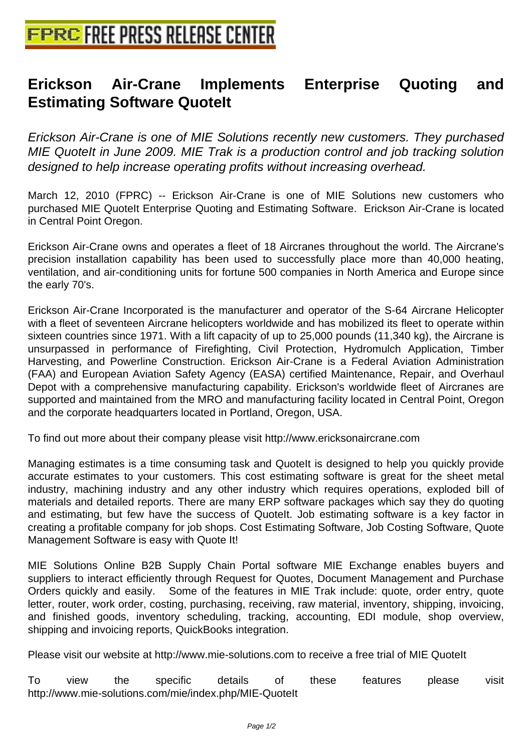# Erickson Air-Crane Implements Enterprise Quoting and Estimating Software QuoteIt

*Erickson Air-Crane is one of MIE Solutions recently new customers. They purchased MIE QuoteIt in June 2009. MIE Trak is a production control and job tracking solution designed to help increase operating profits without increasing overhead.*

March 12, 2010 (FPRC) -- Erickson Air-Crane is one of MIE Solutions new customers who purchased MIE QuoteIt Enterprise Quoting and Estimating Software. Erickson Air-Crane is located in Central Point Oregon.

Erickson Air-Crane owns and operates a fleet of 18 Aircranes throughout the world. The Aircrane's precision installation capability has been used to successfully place more than 40,000 heating, ventilation, and air-conditioning units for fortune 500 companies in North America and Europe since the early 70's.

Erickson Air-Crane Incorporated is the manufacturer and operator of the S-64 Aircrane Helicopter with a fleet of seventeen Aircrane helicopters worldwide and has mobilized its fleet to operate within sixteen countries since 1971. With a lift capacity of up to 25,000 pounds (11,340 kg), the Aircrane is unsurpassed in performance of Firefighting, Civil Protection, Hydromulch Application, Timber Harvesting, and Powerline Construction. Erickson Air-Crane is a Federal Aviation Administration (FAA) and European Aviation Safety Agency (EASA) certified Maintenance, Repair, and Overhaul Depot with a comprehensive manufacturing capability. Erickson's worldwide fleet of Aircranes are supported and maintained from the MRO and manufacturing facility located in Central Point, Oregon and the corporate headquarters located in Portland, Oregon, USA.

To find out more about their company please visit http://www.ericksonaircrane.com

Managing estimates is a time consuming task and QuoteIt is designed to help you quickly provide accurate estimates to your customers. This cost estimating software is great for the sheet metal industry, machining industry and any other industry which requires operations, exploded bill of materials and detailed reports. There are many ERP software packages which say they do quoting and estimating, but few have the success of QuoteIt. Job estimating software is a key factor in creating a profitable company for job shops. Cost Estimating Software, Job Costing Software, Quote Management Software is easy with Quote It!

MIE Solutions Online B2B Supply Chain Portal software MIE Exchange enables buyers and suppliers to interact efficiently through Request for Quotes, Document Management and Purchase Orders quickly and easily. Some of the features in MIE Trak include: quote, order entry, quote letter, router, work order, costing, purchasing, receiving, raw material, inventory, shipping, invoicing, and finished goods, inventory scheduling, tracking, accounting, EDI module, shop overview, shipping and invoicing reports, QuickBooks integration.

Please visit our website at http://www.mie-solutions.com to receive a free trial of MIE QuoteIt

To view the specific details of these features please visit http://www.mie-solutions.com/mie/index.php/MIE-QuoteIt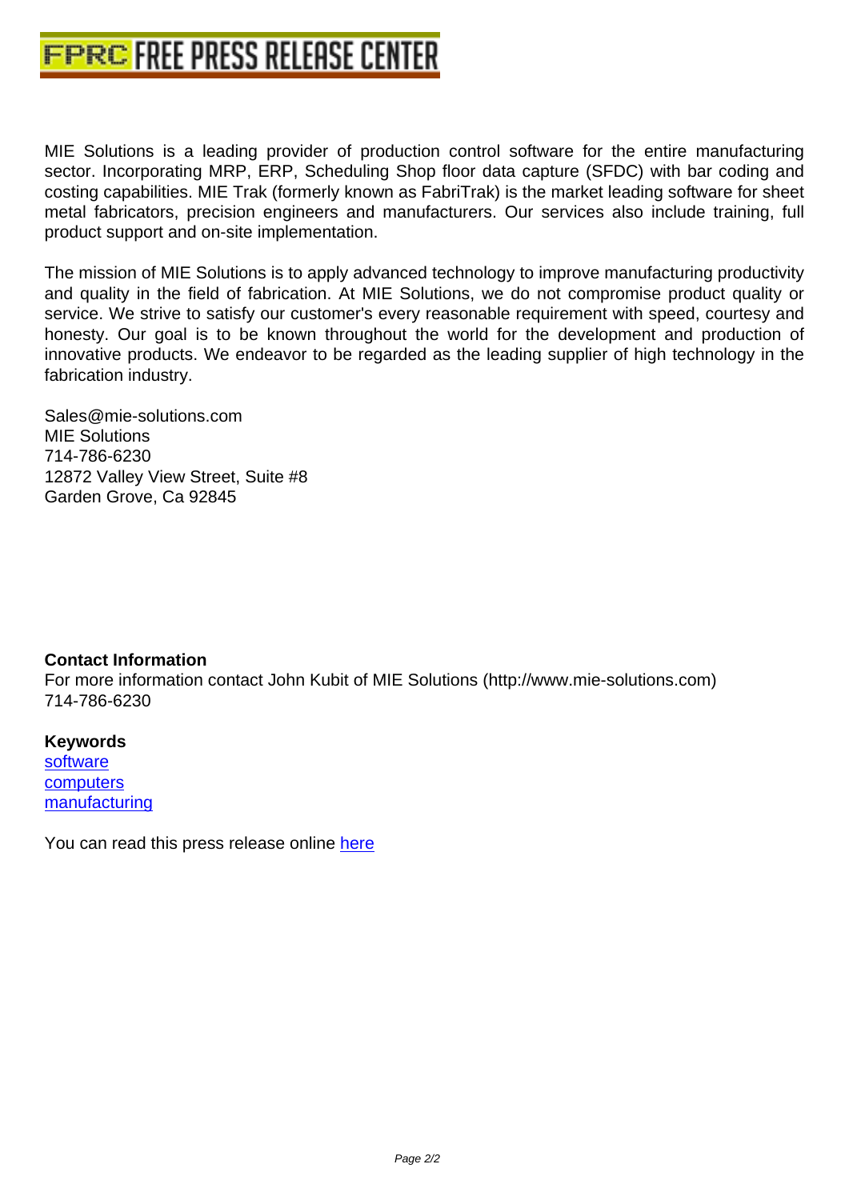MIE Solutions is a leading provider of production control software for the entire manufacturing sector. Incorporating MRP, ERP, Scheduling Shop floor data capture (SFDC) with bar coding and costing capabilities. MIE Trak (formerly known as FabriTrak) is the market leading software for sheet metal fabricators, precision engineers and manufacturers. Our services also include training, full product support and on-site implementation.

The mission of MIE Solutions is to apply advanced technology to improve manufacturing productivity and quality in the field of fabrication. At MIE Solutions, we do not compromise product quality or service. We strive to satisfy our customer's every reasonable requirement with speed, courtesy and honesty. Our goal is to be known throughout the world for the development and production of innovative products. We endeavor to be regarded as the leading supplier of high technology in the fabrication industry.

Sales@mie-solutions.com
MIE Solutions
714-786-6230
12872 Valley View Street, Suite #8
Garden Grove, Ca 92845

**Contact Information**
For more information contact John Kubit of MIE Solutions (http://www.mie-solutions.com)
714-786-6230

**Keywords**
software
computers
manufacturing

You can read this press release online here